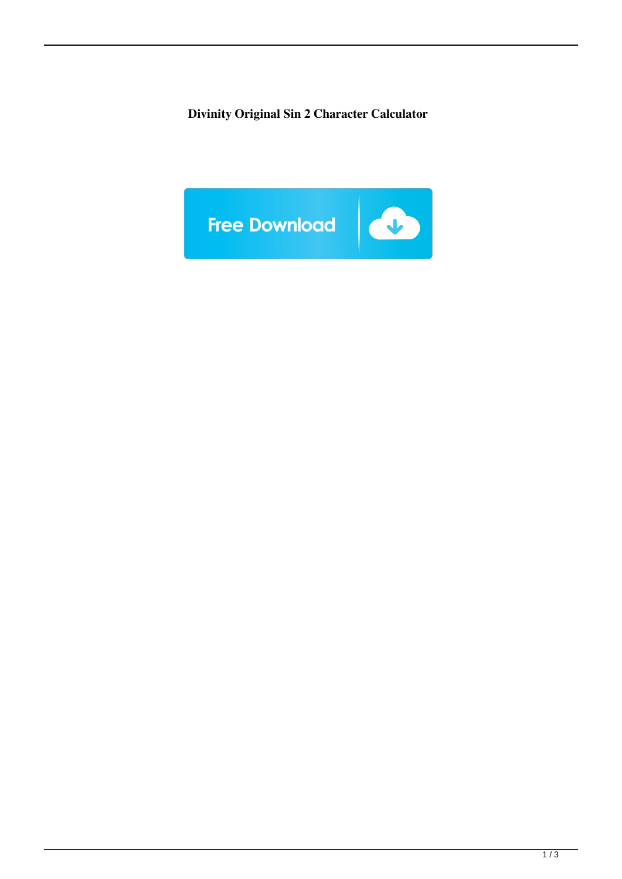**Divinity Original Sin 2 Character Calculator**

Free Download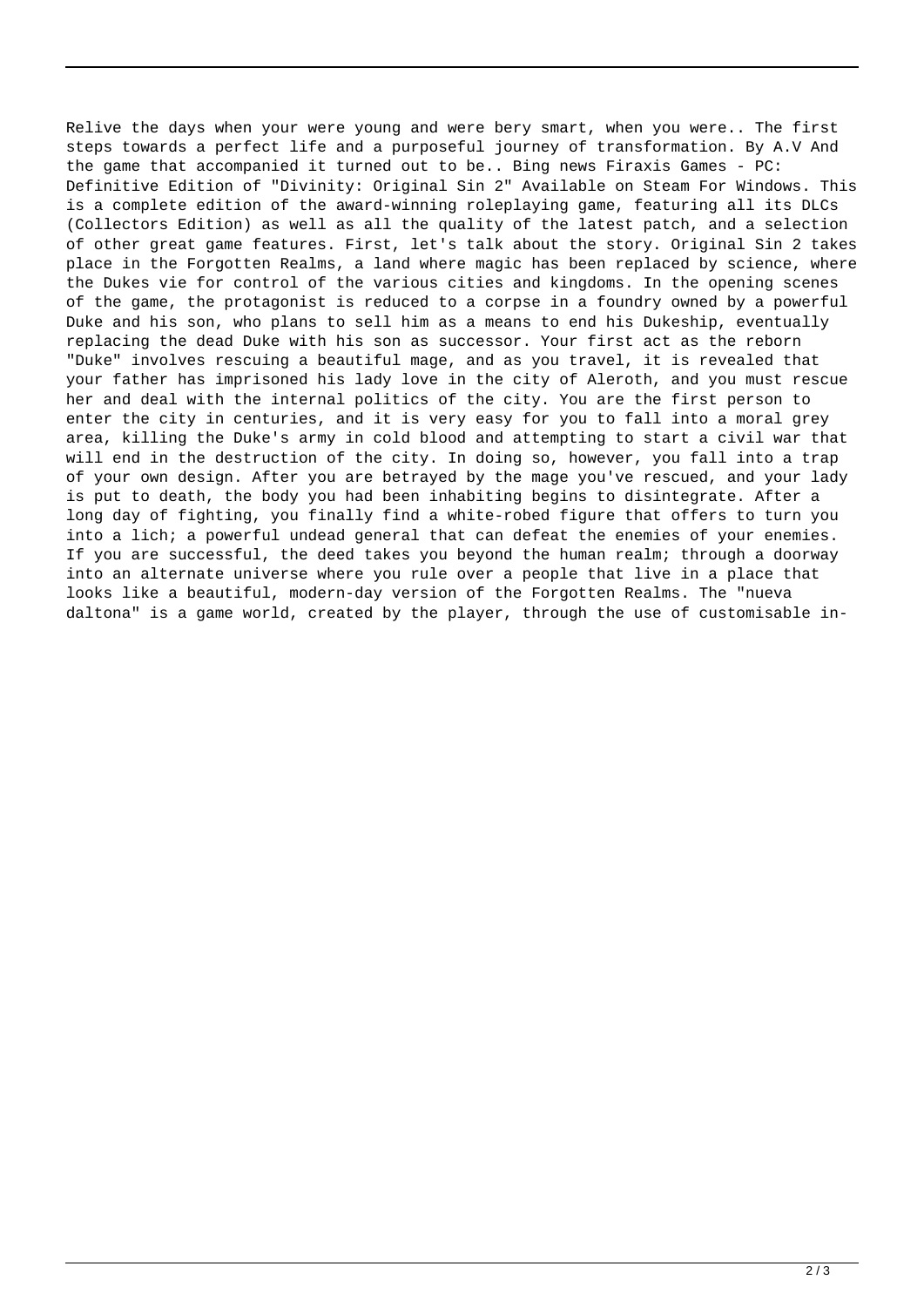Relive the days when your were young and were bery smart, when you were.. The first steps towards a perfect life and a purposeful journey of transformation. By A.V And the game that accompanied it turned out to be.. Bing news Firaxis Games - PC: Definitive Edition of "Divinity: Original Sin 2" Available on Steam For Windows. This is a complete edition of the award-winning roleplaying game, featuring all its DLCs (Collectors Edition) as well as all the quality of the latest patch, and a selection of other great game features. First, let's talk about the story. Original Sin 2 takes place in the Forgotten Realms, a land where magic has been replaced by science, where the Dukes vie for control of the various cities and kingdoms. In the opening scenes of the game, the protagonist is reduced to a corpse in a foundry owned by a powerful Duke and his son, who plans to sell him as a means to end his Dukeship, eventually replacing the dead Duke with his son as successor. Your first act as the reborn "Duke" involves rescuing a beautiful mage, and as you travel, it is revealed that your father has imprisoned his lady love in the city of Aleroth, and you must rescue her and deal with the internal politics of the city. You are the first person to enter the city in centuries, and it is very easy for you to fall into a moral grey area, killing the Duke's army in cold blood and attempting to start a civil war that will end in the destruction of the city. In doing so, however, you fall into a trap of your own design. After you are betrayed by the mage you've rescued, and your lady is put to death, the body you had been inhabiting begins to disintegrate. After a long day of fighting, you finally find a white-robed figure that offers to turn you into a lich; a powerful undead general that can defeat the enemies of your enemies. If you are successful, the deed takes you beyond the human realm; through a doorway into an alternate universe where you rule over a people that live in a place that looks like a beautiful, modern-day version of the Forgotten Realms. The "nueva daltona" is a game world, created by the player, through the use of customisable in-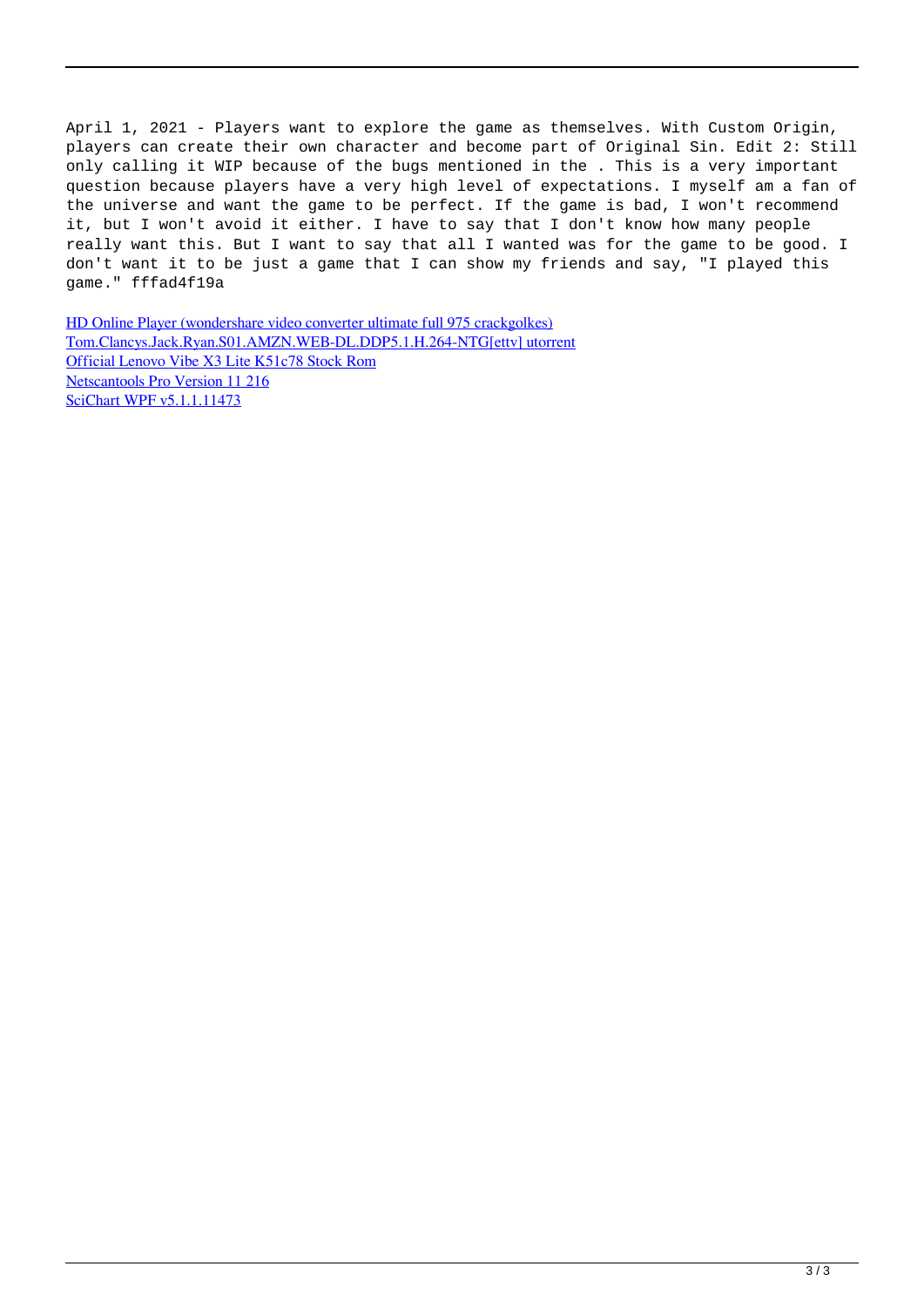April 1, 2021 - Players want to explore the game as themselves. With Custom Origin, players can create their own character and become part of Original Sin. Edit 2: Still only calling it WIP because of the bugs mentioned in the . This is a very important question because players have a very high level of expectations. I myself am a fan of the universe and want the game to be perfect. If the game is bad, I won't recommend it, but I won't avoid it either. I have to say that I don't know how many people really want this. But I want to say that all I wanted was for the game to be good. I don't want it to be just a game that I can show my friends and say, "I played this game." fffad4f19a

HD Online Player (wondershare video converter ultimate full 975 crackgolkes)
Tom.Clancys.Jack.Ryan.S01.AMZN.WEB-DL.DDP5.1.H.264-NTG[ettv] utorrent
Official Lenovo Vibe X3 Lite K51c78 Stock Rom
Netscantools Pro Version 11 216
SciChart WPF v5.1.1.11473